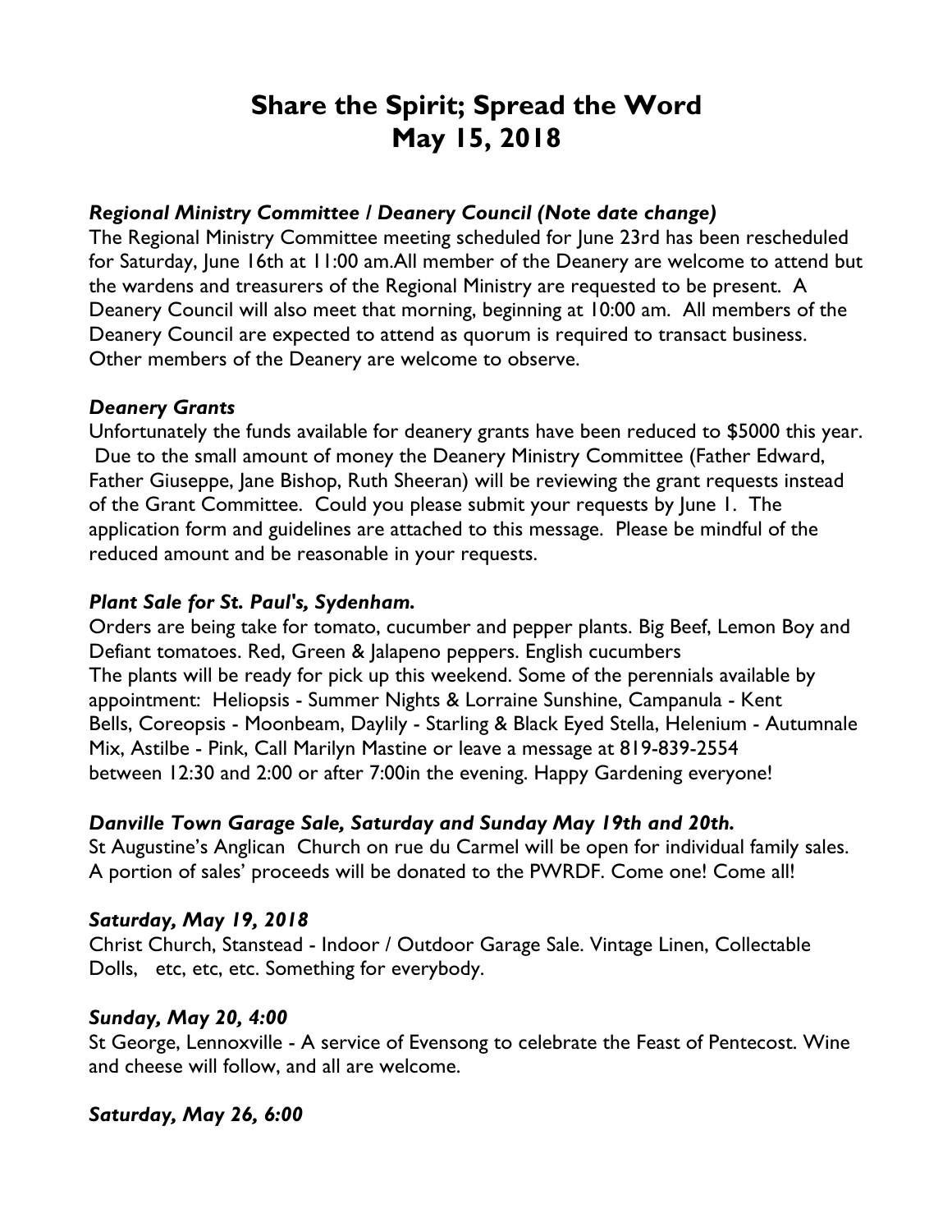# Share the Spirit; Spread the Word
# May 15, 2018

***Regional Ministry Committee / Deanery Council (Note date change)***

The Regional Ministry Committee meeting scheduled for June 23rd has been rescheduled for Saturday, June 16th at 11:00 am.All member of the Deanery are welcome to attend but the wardens and treasurers of the Regional Ministry are requested to be present. A Deanery Council will also meet that morning, beginning at 10:00 am. All members of the Deanery Council are expected to attend as quorum is required to transact business. Other members of the Deanery are welcome to observe.

***Deanery Grants***

Unfortunately the funds available for deanery grants have been reduced to $5000 this year. Due to the small amount of money the Deanery Ministry Committee (Father Edward, Father Giuseppe, Jane Bishop, Ruth Sheeran) will be reviewing the grant requests instead of the Grant Committee. Could you please submit your requests by June 1. The application form and guidelines are attached to this message. Please be mindful of the reduced amount and be reasonable in your requests.

***Plant Sale for St. Paul's, Sydenham.***

Orders are being take for tomato, cucumber and pepper plants. Big Beef, Lemon Boy and Defiant tomatoes. Red, Green & Jalapeno peppers. English cucumbers
The plants will be ready for pick up this weekend. Some of the perennials available by appointment: Heliopsis - Summer Nights & Lorraine Sunshine, Campanula - Kent Bells, Coreopsis - Moonbeam, Daylily - Starling & Black Eyed Stella, Helenium - Autumnale Mix, Astilbe - Pink, Call Marilyn Mastine or leave a message at 819-839-2554 between 12:30 and 2:00 or after 7:00in the evening. Happy Gardening everyone!

***Danville Town Garage Sale, Saturday and Sunday May 19th and 20th.***

St Augustine's Anglican Church on rue du Carmel will be open for individual family sales. A portion of sales' proceeds will be donated to the PWRDF. Come one! Come all!

***Saturday, May 19, 2018***

Christ Church, Stanstead - Indoor / Outdoor Garage Sale. Vintage Linen, Collectable Dolls, etc, etc, etc. Something for everybody.

***Sunday, May 20, 4:00***

St George, Lennoxville - A service of Evensong to celebrate the Feast of Pentecost. Wine and cheese will follow, and all are welcome.

***Saturday, May 26, 6:00***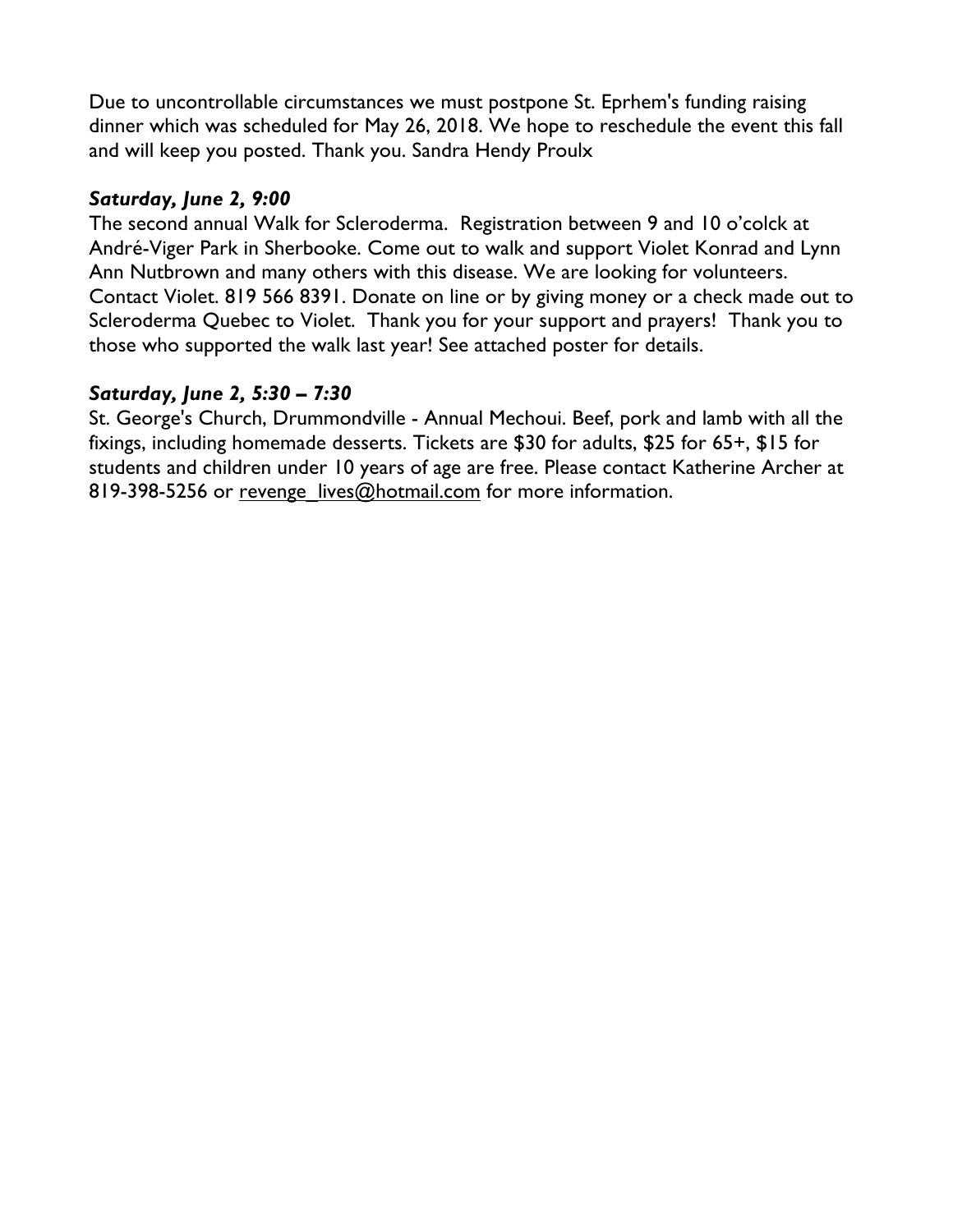Due to uncontrollable circumstances we must postpone St. Eprhem's funding raising dinner which was scheduled for May 26, 2018. We hope to reschedule the event this fall and will keep you posted. Thank you. Sandra Hendy Proulx

***Saturday, June 2, 9:00***

The second annual Walk for Scleroderma. Registration between 9 and 10 o'colck at André-Viger Park in Sherbooke. Come out to walk and support Violet Konrad and Lynn Ann Nutbrown and many others with this disease. We are looking for volunteers. Contact Violet. 819 566 8391. Donate on line or by giving money or a check made out to Scleroderma Quebec to Violet. Thank you for your support and prayers! Thank you to those who supported the walk last year! See attached poster for details.

***Saturday, June 2, 5:30 – 7:30***

St. George's Church, Drummondville - Annual Mechoui. Beef, pork and lamb with all the fixings, including homemade desserts. Tickets are $30 for adults, $25 for 65+, $15 for students and children under 10 years of age are free. Please contact Katherine Archer at 819-398-5256 or revenge_lives@hotmail.com for more information.